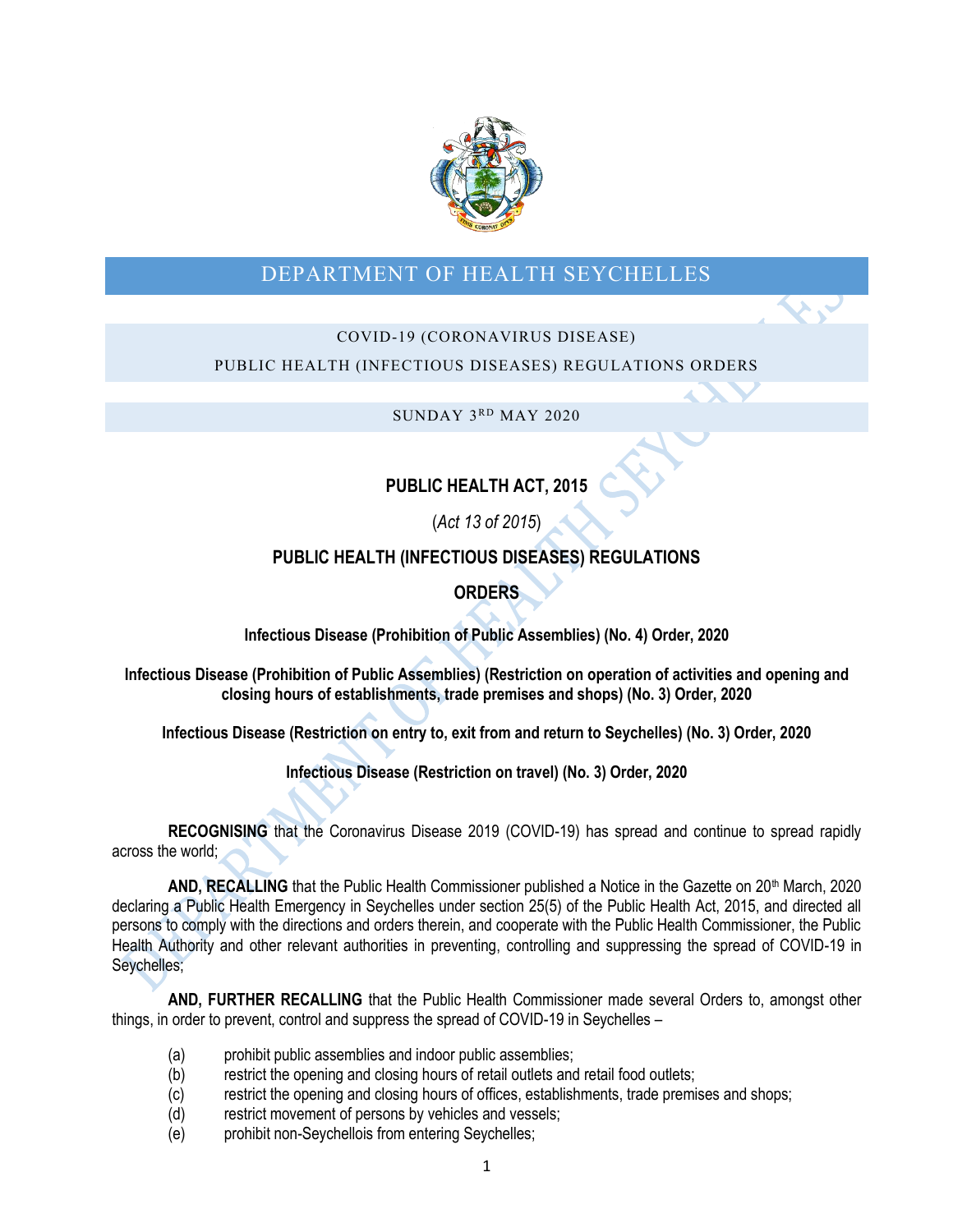# DEPARTMENT OF HEALTH SEYCHELLES

COVID-19 (CORONAVIRUS DISEASE)

PUBLIC HEALTH (INFECTIOUS DISEASES) REGULATIONS ORDERS

SUNDAY 3RD MAY 2020

## PUBLIC HEALTH ACT, 2015

(*Act 13 of 2015*)

## PUBLIC HEALTH (INFECTIOUS DISEASES) REGULATIONS

## ORDERS

**Infectious Disease (Prohibition of Public Assemblies) (No. 4) Order, 2020**

**Infectious Disease (Prohibition of Public Assemblies) (Restriction on operation of activities and opening and closing hours of establishments, trade premises and shops) (No. 3) Order, 2020**

**Infectious Disease (Restriction on entry to, exit from and return to Seychelles) (No. 3) Order, 2020**

**Infectious Disease (Restriction on travel) (No. 3) Order, 2020**

**RECOGNISING** that the Coronavirus Disease 2019 (COVID-19) has spread and continue to spread rapidly across the world;

**AND, RECALLING** that the Public Health Commissioner published a Notice in the Gazette on 20th March, 2020 declaring a Public Health Emergency in Seychelles under section 25(5) of the Public Health Act, 2015, and directed all persons to comply with the directions and orders therein, and cooperate with the Public Health Commissioner, the Public Health Authority and other relevant authorities in preventing, controlling and suppressing the spread of COVID-19 in Seychelles;

**AND, FURTHER RECALLING** that the Public Health Commissioner made several Orders to, amongst other things, in order to prevent, control and suppress the spread of COVID-19 in Seychelles –

(a) prohibit public assemblies and indoor public assemblies;
(b) restrict the opening and closing hours of retail outlets and retail food outlets;
(c) restrict the opening and closing hours of offices, establishments, trade premises and shops;
(d) restrict movement of persons by vehicles and vessels;
(e) prohibit non-Seychellois from entering Seychelles;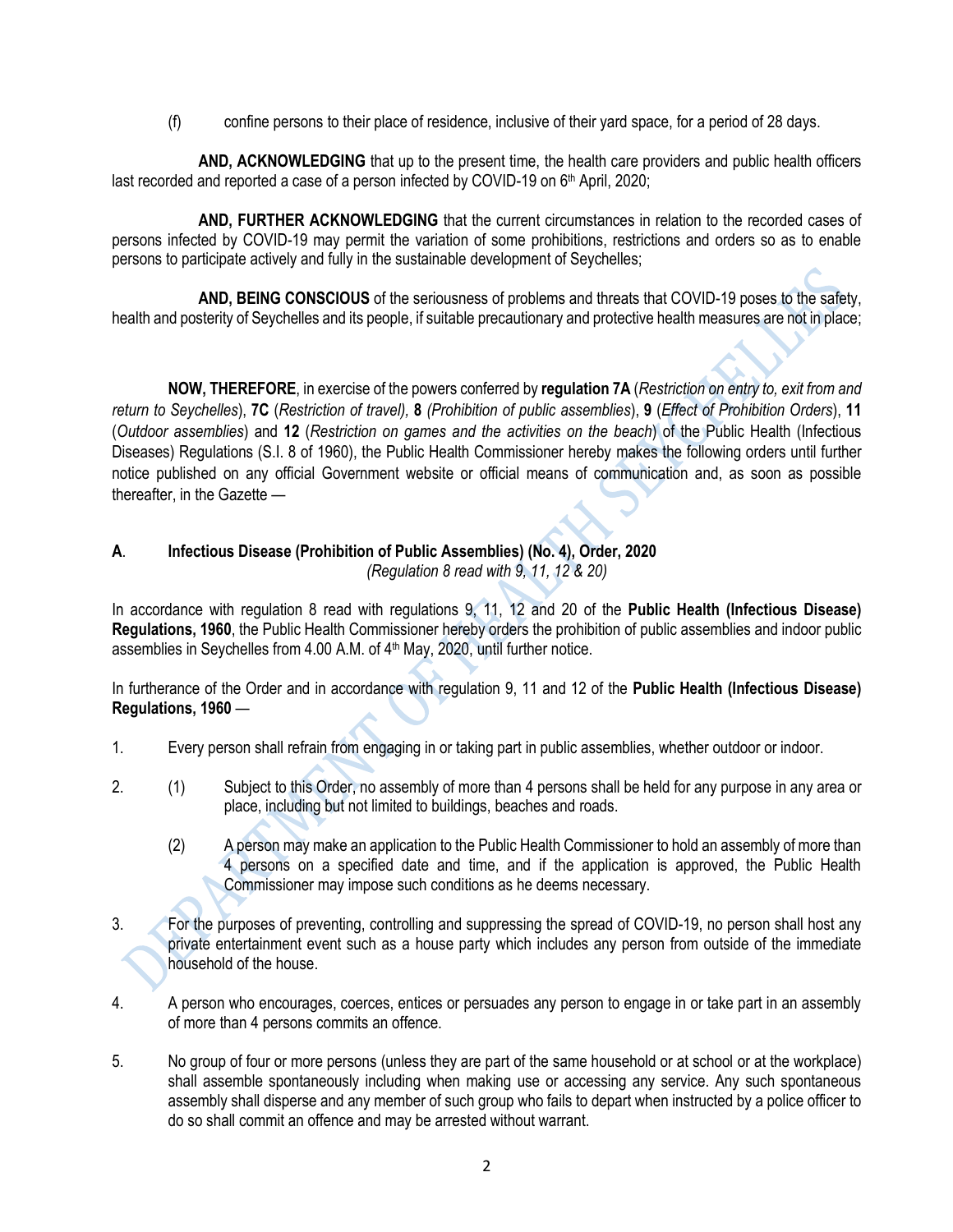(f) confine persons to their place of residence, inclusive of their yard space, for a period of 28 days.

**AND, ACKNOWLEDGING** that up to the present time, the health care providers and public health officers last recorded and reported a case of a person infected by COVID-19 on 6th April, 2020;

**AND, FURTHER ACKNOWLEDGING** that the current circumstances in relation to the recorded cases of persons infected by COVID-19 may permit the variation of some prohibitions, restrictions and orders so as to enable persons to participate actively and fully in the sustainable development of Seychelles;

**AND, BEING CONSCIOUS** of the seriousness of problems and threats that COVID-19 poses to the safety, health and posterity of Seychelles and its people, if suitable precautionary and protective health measures are not in place;

**NOW, THEREFORE**, in exercise of the powers conferred by **regulation 7A** (*Restriction on entry to, exit from and return to Seychelles*), **7C** (*Restriction of travel),* **8** *(Prohibition of public assemblies*), **9** (*Effect of Prohibition Orders*), **11** (*Outdoor assemblies*) and **12** (*Restriction on games and the activities on the beach*) of the Public Health (Infectious Diseases) Regulations (S.I. 8 of 1960), the Public Health Commissioner hereby makes the following orders until further notice published on any official Government website or official means of communication and, as soon as possible thereafter, in the Gazette —

## A. Infectious Disease (Prohibition of Public Assemblies) (No. 4), Order, 2020

*(Regulation 8 read with 9, 11, 12 & 20)*

In accordance with regulation 8 read with regulations 9, 11, 12 and 20 of the **Public Health (Infectious Disease) Regulations, 1960**, the Public Health Commissioner hereby orders the prohibition of public assemblies and indoor public assemblies in Seychelles from 4.00 A.M. of 4th May, 2020, until further notice.

In furtherance of the Order and in accordance with regulation 9, 11 and 12 of the **Public Health (Infectious Disease) Regulations, 1960** —

1. Every person shall refrain from engaging in or taking part in public assemblies, whether outdoor or indoor.

2. (1) Subject to this Order, no assembly of more than 4 persons shall be held for any purpose in any area or place, including but not limited to buildings, beaches and roads.

   (2) A person may make an application to the Public Health Commissioner to hold an assembly of more than 4 persons on a specified date and time, and if the application is approved, the Public Health Commissioner may impose such conditions as he deems necessary.

3. For the purposes of preventing, controlling and suppressing the spread of COVID-19, no person shall host any private entertainment event such as a house party which includes any person from outside of the immediate household of the house.

4. A person who encourages, coerces, entices or persuades any person to engage in or take part in an assembly of more than 4 persons commits an offence.

5. No group of four or more persons (unless they are part of the same household or at school or at the workplace) shall assemble spontaneously including when making use or accessing any service. Any such spontaneous assembly shall disperse and any member of such group who fails to depart when instructed by a police officer to do so shall commit an offence and may be arrested without warrant.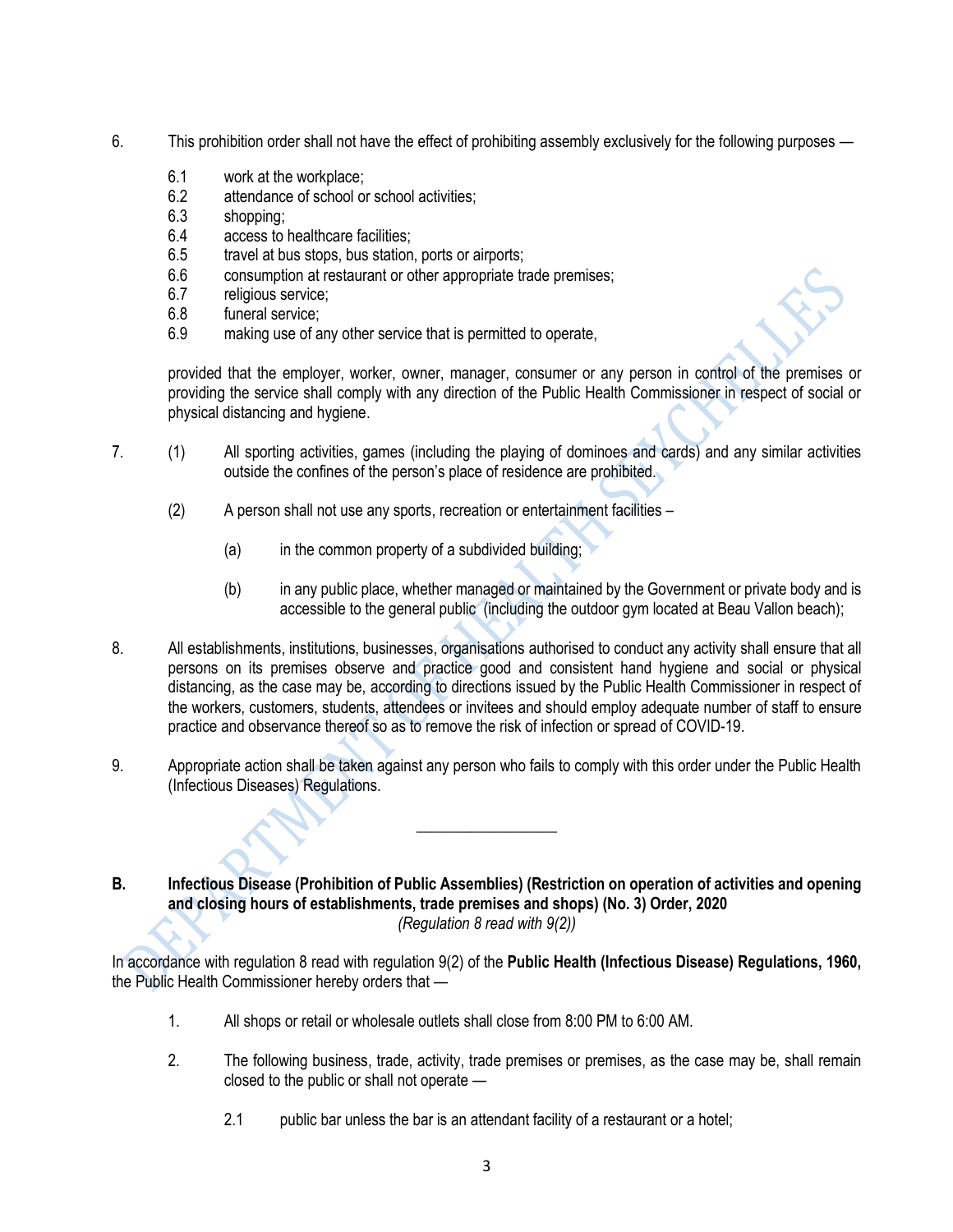6. This prohibition order shall not have the effect of prohibiting assembly exclusively for the following purposes —

   6.1 work at the workplace;
   6.2 attendance of school or school activities;
   6.3 shopping;
   6.4 access to healthcare facilities;
   6.5 travel at bus stops, bus station, ports or airports;
   6.6 consumption at restaurant or other appropriate trade premises;
   6.7 religious service;
   6.8 funeral service;
   6.9 making use of any other service that is permitted to operate,

   provided that the employer, worker, owner, manager, consumer or any person in control of the premises or providing the service shall comply with any direction of the Public Health Commissioner in respect of social or physical distancing and hygiene.

7. (1) All sporting activities, games (including the playing of dominoes and cards) and any similar activities outside the confines of the person's place of residence are prohibited.

   (2) A person shall not use any sports, recreation or entertainment facilities –

   (a) in the common property of a subdivided building;

   (b) in any public place, whether managed or maintained by the Government or private body and is accessible to the general public (including the outdoor gym located at Beau Vallon beach);

8. All establishments, institutions, businesses, organisations authorised to conduct any activity shall ensure that all persons on its premises observe and practice good and consistent hand hygiene and social or physical distancing, as the case may be, according to directions issued by the Public Health Commissioner in respect of the workers, customers, students, attendees or invitees and should employ adequate number of staff to ensure practice and observance thereof so as to remove the risk of infection or spread of COVID-19.

9. Appropriate action shall be taken against any person who fails to comply with this order under the Public Health (Infectious Diseases) Regulations.

---

**B. Infectious Disease (Prohibition of Public Assemblies) (Restriction on operation of activities and opening and closing hours of establishments, trade premises and shops) (No. 3) Order, 2020**

*(Regulation 8 read with 9(2))*

In accordance with regulation 8 read with regulation 9(2) of the **Public Health (Infectious Disease) Regulations, 1960,** the Public Health Commissioner hereby orders that —

1. All shops or retail or wholesale outlets shall close from 8:00 PM to 6:00 AM.

2. The following business, trade, activity, trade premises or premises, as the case may be, shall remain closed to the public or shall not operate —

   2.1 public bar unless the bar is an attendant facility of a restaurant or a hotel;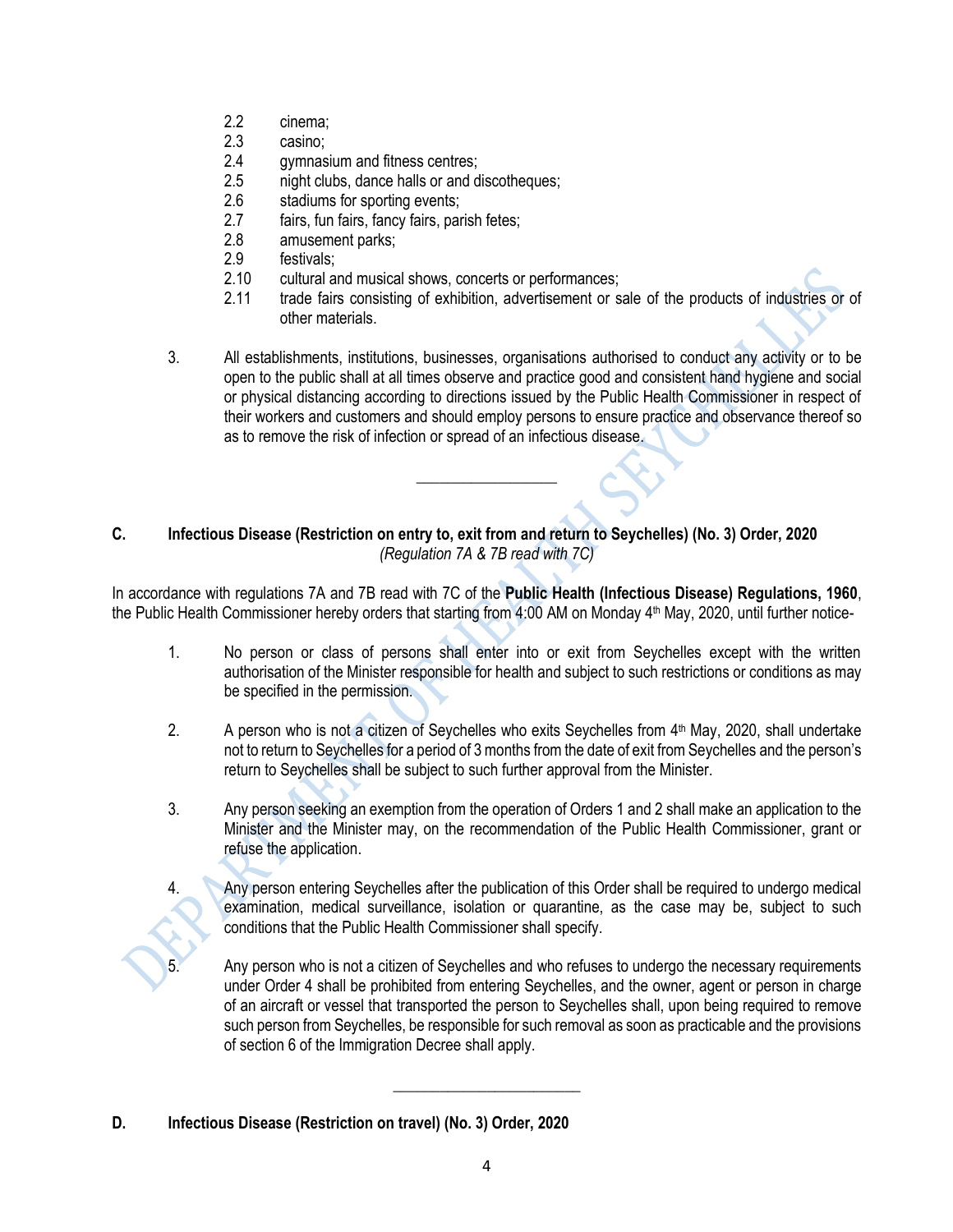2.2 cinema;
2.3 casino;
2.4 gymnasium and fitness centres;
2.5 night clubs, dance halls or and discotheques;
2.6 stadiums for sporting events;
2.7 fairs, fun fairs, fancy fairs, parish fetes;
2.8 amusement parks;
2.9 festivals;
2.10 cultural and musical shows, concerts or performances;
2.11 trade fairs consisting of exhibition, advertisement or sale of the products of industries or of other materials.

3. All establishments, institutions, businesses, organisations authorised to conduct any activity or to be open to the public shall at all times observe and practice good and consistent hand hygiene and social or physical distancing according to directions issued by the Public Health Commissioner in respect of their workers and customers and should employ persons to ensure practice and observance thereof so as to remove the risk of infection or spread of an infectious disease.

---

## C. Infectious Disease (Restriction on entry to, exit from and return to Seychelles) (No. 3) Order, 2020

*(Regulation 7A & 7B read with 7C)*

In accordance with regulations 7A and 7B read with 7C of the **Public Health (Infectious Disease) Regulations, 1960**, the Public Health Commissioner hereby orders that starting from 4:00 AM on Monday 4th May, 2020, until further notice-

1. No person or class of persons shall enter into or exit from Seychelles except with the written authorisation of the Minister responsible for health and subject to such restrictions or conditions as may be specified in the permission.

2. A person who is not a citizen of Seychelles who exits Seychelles from 4th May, 2020, shall undertake not to return to Seychelles for a period of 3 months from the date of exit from Seychelles and the person's return to Seychelles shall be subject to such further approval from the Minister.

3. Any person seeking an exemption from the operation of Orders 1 and 2 shall make an application to the Minister and the Minister may, on the recommendation of the Public Health Commissioner, grant or refuse the application.

4. Any person entering Seychelles after the publication of this Order shall be required to undergo medical examination, medical surveillance, isolation or quarantine, as the case may be, subject to such conditions that the Public Health Commissioner shall specify.

5. Any person who is not a citizen of Seychelles and who refuses to undergo the necessary requirements under Order 4 shall be prohibited from entering Seychelles, and the owner, agent or person in charge of an aircraft or vessel that transported the person to Seychelles shall, upon being required to remove such person from Seychelles, be responsible for such removal as soon as practicable and the provisions of section 6 of the Immigration Decree shall apply.

---

## D. Infectious Disease (Restriction on travel) (No. 3) Order, 2020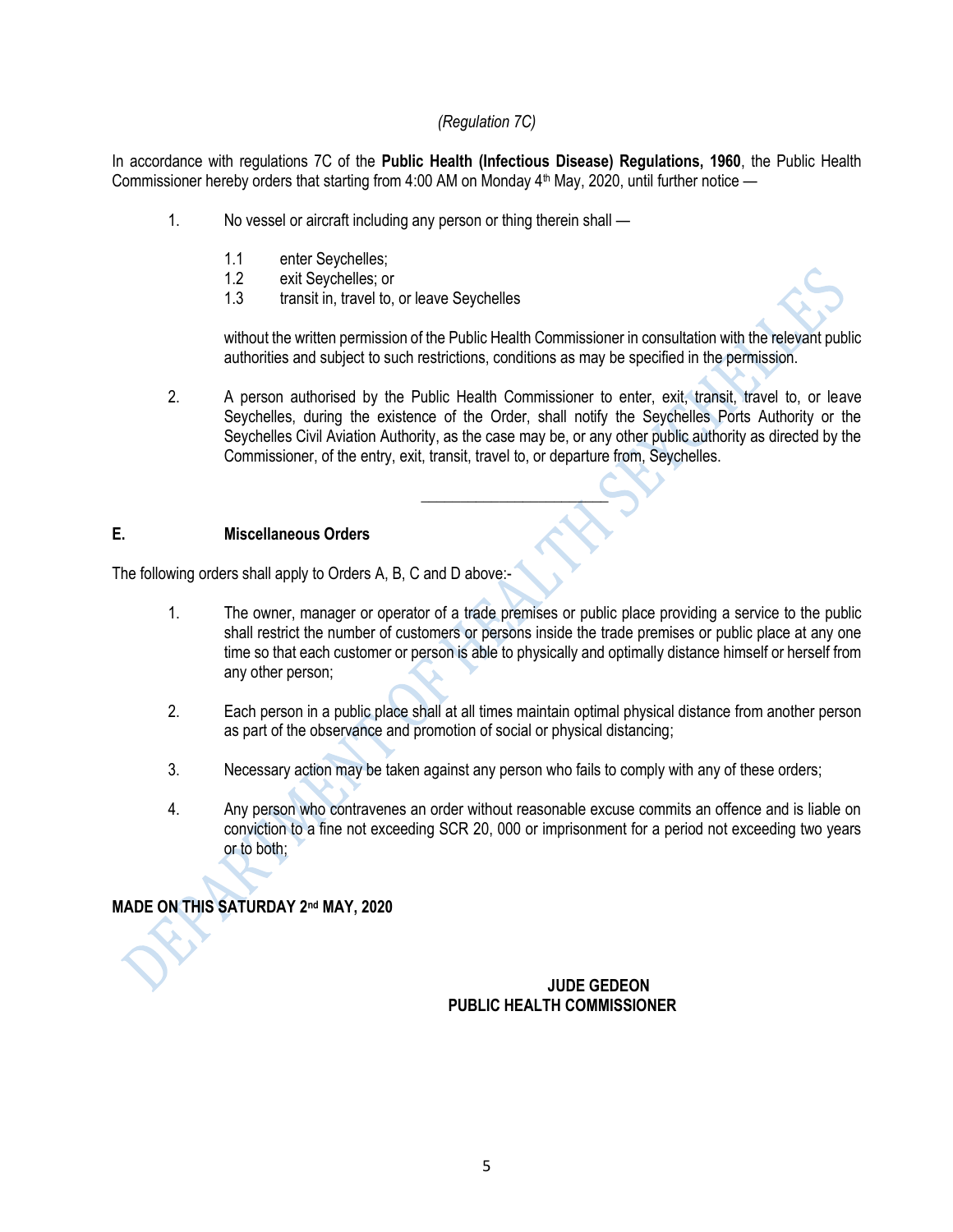*(Regulation 7C)*

In accordance with regulations 7C of the **Public Health (Infectious Disease) Regulations, 1960**, the Public Health Commissioner hereby orders that starting from 4:00 AM on Monday 4th May, 2020, until further notice —

1. No vessel or aircraft including any person or thing therein shall —

   1.1 enter Seychelles;
   1.2 exit Seychelles; or
   1.3 transit in, travel to, or leave Seychelles

   without the written permission of the Public Health Commissioner in consultation with the relevant public authorities and subject to such restrictions, conditions as may be specified in the permission.

2. A person authorised by the Public Health Commissioner to enter, exit, transit, travel to, or leave Seychelles, during the existence of the Order, shall notify the Seychelles Ports Authority or the Seychelles Civil Aviation Authority, as the case may be, or any other public authority as directed by the Commissioner, of the entry, exit, transit, travel to, or departure from, Seychelles.

---

## E. Miscellaneous Orders

The following orders shall apply to Orders A, B, C and D above:-

1. The owner, manager or operator of a trade premises or public place providing a service to the public shall restrict the number of customers or persons inside the trade premises or public place at any one time so that each customer or person is able to physically and optimally distance himself or herself from any other person;

2. Each person in a public place shall at all times maintain optimal physical distance from another person as part of the observance and promotion of social or physical distancing;

3. Necessary action may be taken against any person who fails to comply with any of these orders;

4. Any person who contravenes an order without reasonable excuse commits an offence and is liable on conviction to a fine not exceeding SCR 20, 000 or imprisonment for a period not exceeding two years or to both;

**MADE ON THIS SATURDAY 2nd MAY, 2020**

**JUDE GEDEON**
**PUBLIC HEALTH COMMISSIONER**